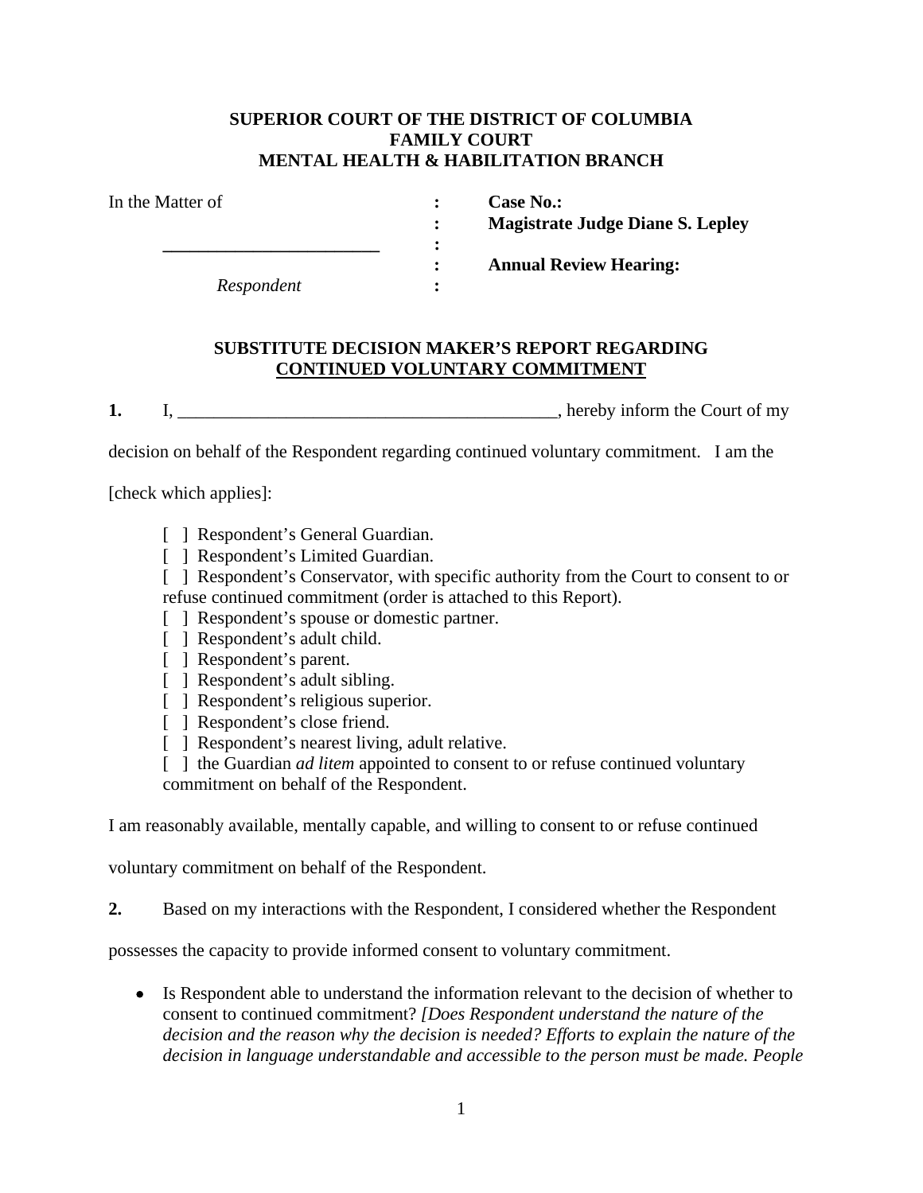**SUPERIOR COURT OF THE DISTRICT OF COLUMBIA**
**FAMILY COURT**
**MENTAL HEALTH & HABILITATION BRANCH**

| | | |
|---|---|---|
| In the Matter of | : | **Case No.:** |
| | : | **Magistrate Judge Diane S. Lepley** |
| ________________________ | : | |
| | : | **Annual Review Hearing:** |
| *Respondent* | : | |

**SUBSTITUTE DECISION MAKER'S REPORT REGARDING**
**CONTINUED VOLUNTARY COMMITMENT**

**1.** I, __________________________________________, hereby inform the Court of my decision on behalf of the Respondent regarding continued voluntary commitment. I am the [check which applies]:

[ ] Respondent's General Guardian.
[ ] Respondent's Limited Guardian.
[ ] Respondent's Conservator, with specific authority from the Court to consent to or refuse continued commitment (order is attached to this Report).
[ ] Respondent's spouse or domestic partner.
[ ] Respondent's adult child.
[ ] Respondent's parent.
[ ] Respondent's adult sibling.
[ ] Respondent's religious superior.
[ ] Respondent's close friend.
[ ] Respondent's nearest living, adult relative.
[ ] the Guardian *ad litem* appointed to consent to or refuse continued voluntary commitment on behalf of the Respondent.

I am reasonably available, mentally capable, and willing to consent to or refuse continued voluntary commitment on behalf of the Respondent.

**2.** Based on my interactions with the Respondent, I considered whether the Respondent possesses the capacity to provide informed consent to voluntary commitment.

- Is Respondent able to understand the information relevant to the decision of whether to consent to continued commitment? *[Does Respondent understand the nature of the decision and the reason why the decision is needed? Efforts to explain the nature of the decision in language understandable and accessible to the person must be made. People*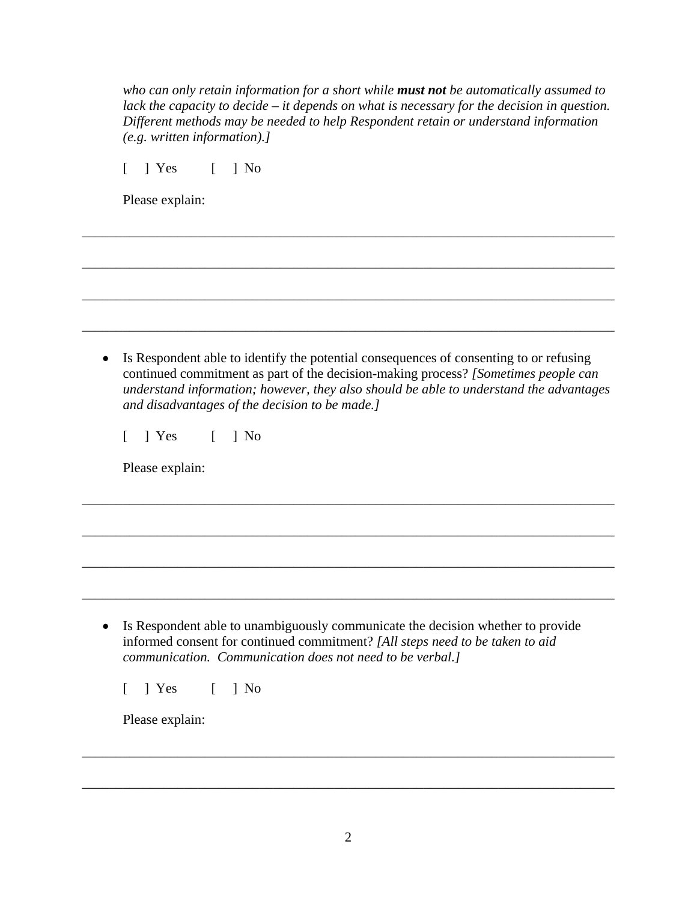*who can only retain information for a short while **must not** be automatically assumed to lack the capacity to decide – it depends on what is necessary for the decision in question. Different methods may be needed to help Respondent retain or understand information (e.g. written information).]*

[ ] Yes [ ] No

Please explain:

\_\_\_\_\_\_\_\_\_\_\_\_\_\_\_\_\_\_\_\_\_\_\_\_\_\_\_\_\_\_\_\_\_\_\_\_\_\_\_\_\_\_\_\_\_\_\_\_\_\_\_\_\_\_\_\_\_\_\_\_\_\_\_\_\_\_\_\_\_\_\_\_\_\_\_\_

\_\_\_\_\_\_\_\_\_\_\_\_\_\_\_\_\_\_\_\_\_\_\_\_\_\_\_\_\_\_\_\_\_\_\_\_\_\_\_\_\_\_\_\_\_\_\_\_\_\_\_\_\_\_\_\_\_\_\_\_\_\_\_\_\_\_\_\_\_\_\_\_\_\_\_\_

\_\_\_\_\_\_\_\_\_\_\_\_\_\_\_\_\_\_\_\_\_\_\_\_\_\_\_\_\_\_\_\_\_\_\_\_\_\_\_\_\_\_\_\_\_\_\_\_\_\_\_\_\_\_\_\_\_\_\_\_\_\_\_\_\_\_\_\_\_\_\_\_\_\_\_\_

\_\_\_\_\_\_\_\_\_\_\_\_\_\_\_\_\_\_\_\_\_\_\_\_\_\_\_\_\_\_\_\_\_\_\_\_\_\_\_\_\_\_\_\_\_\_\_\_\_\_\_\_\_\_\_\_\_\_\_\_\_\_\_\_\_\_\_\_\_\_\_\_\_\_\_\_

- Is Respondent able to identify the potential consequences of consenting to or refusing continued commitment as part of the decision-making process? *[Sometimes people can understand information; however, they also should be able to understand the advantages and disadvantages of the decision to be made.]*

  [ ] Yes [ ] No

  Please explain:

\_\_\_\_\_\_\_\_\_\_\_\_\_\_\_\_\_\_\_\_\_\_\_\_\_\_\_\_\_\_\_\_\_\_\_\_\_\_\_\_\_\_\_\_\_\_\_\_\_\_\_\_\_\_\_\_\_\_\_\_\_\_\_\_\_\_\_\_\_\_\_\_\_\_\_\_

\_\_\_\_\_\_\_\_\_\_\_\_\_\_\_\_\_\_\_\_\_\_\_\_\_\_\_\_\_\_\_\_\_\_\_\_\_\_\_\_\_\_\_\_\_\_\_\_\_\_\_\_\_\_\_\_\_\_\_\_\_\_\_\_\_\_\_\_\_\_\_\_\_\_\_\_

\_\_\_\_\_\_\_\_\_\_\_\_\_\_\_\_\_\_\_\_\_\_\_\_\_\_\_\_\_\_\_\_\_\_\_\_\_\_\_\_\_\_\_\_\_\_\_\_\_\_\_\_\_\_\_\_\_\_\_\_\_\_\_\_\_\_\_\_\_\_\_\_\_\_\_\_

\_\_\_\_\_\_\_\_\_\_\_\_\_\_\_\_\_\_\_\_\_\_\_\_\_\_\_\_\_\_\_\_\_\_\_\_\_\_\_\_\_\_\_\_\_\_\_\_\_\_\_\_\_\_\_\_\_\_\_\_\_\_\_\_\_\_\_\_\_\_\_\_\_\_\_\_

- Is Respondent able to unambiguously communicate the decision whether to provide informed consent for continued commitment? *[All steps need to be taken to aid communication. Communication does not need to be verbal.]*

  [ ] Yes [ ] No

  Please explain:

\_\_\_\_\_\_\_\_\_\_\_\_\_\_\_\_\_\_\_\_\_\_\_\_\_\_\_\_\_\_\_\_\_\_\_\_\_\_\_\_\_\_\_\_\_\_\_\_\_\_\_\_\_\_\_\_\_\_\_\_\_\_\_\_\_\_\_\_\_\_\_\_\_\_\_\_

\_\_\_\_\_\_\_\_\_\_\_\_\_\_\_\_\_\_\_\_\_\_\_\_\_\_\_\_\_\_\_\_\_\_\_\_\_\_\_\_\_\_\_\_\_\_\_\_\_\_\_\_\_\_\_\_\_\_\_\_\_\_\_\_\_\_\_\_\_\_\_\_\_\_\_\_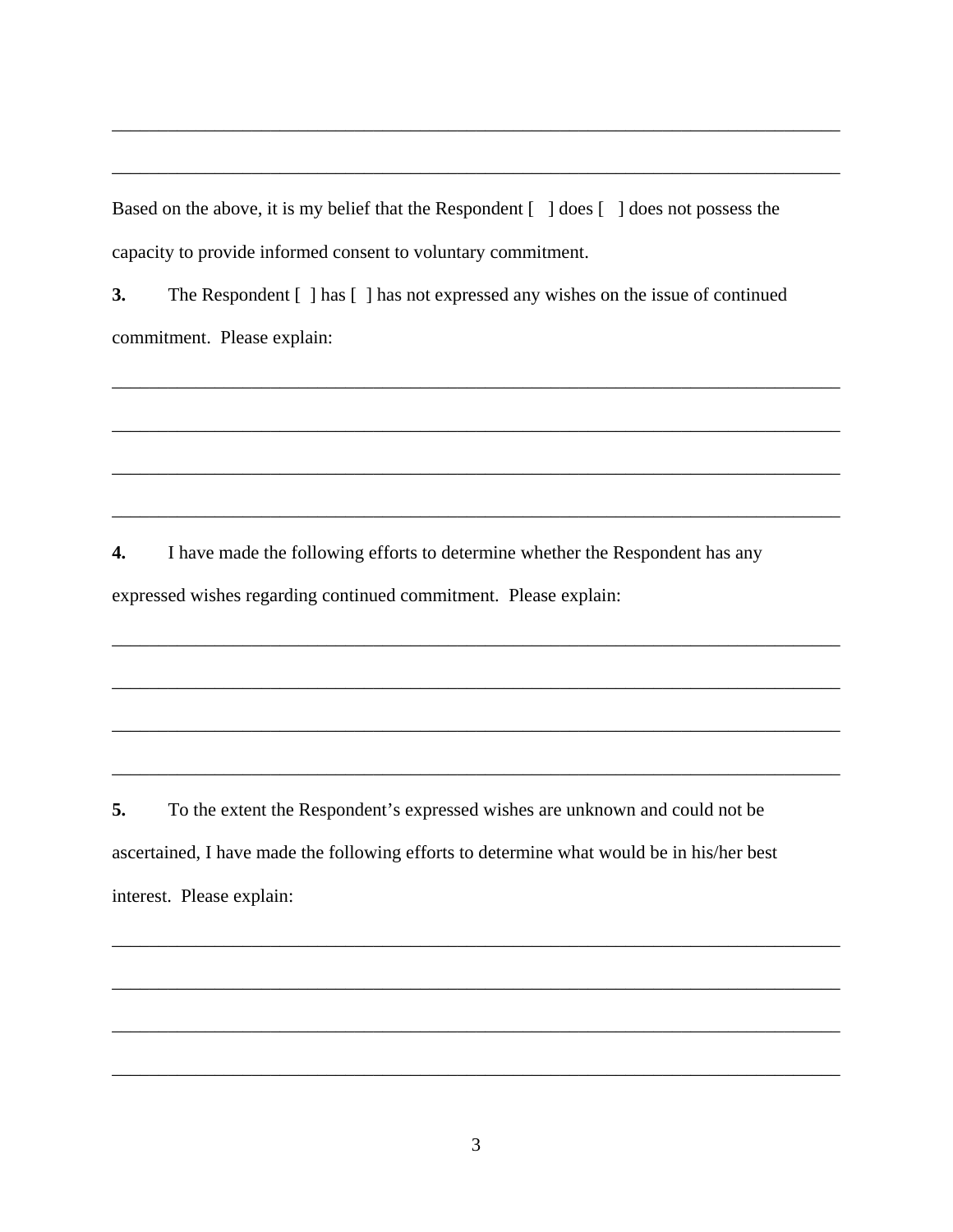\_\_\_\_\_\_\_\_\_\_\_\_\_\_\_\_\_\_\_\_\_\_\_\_\_\_\_\_\_\_\_\_\_\_\_\_\_\_\_\_\_\_\_\_\_\_\_\_\_\_\_\_\_\_\_\_\_\_\_\_\_\_\_\_\_\_\_\_\_\_\_\_\_\_\_\_\_\_

\_\_\_\_\_\_\_\_\_\_\_\_\_\_\_\_\_\_\_\_\_\_\_\_\_\_\_\_\_\_\_\_\_\_\_\_\_\_\_\_\_\_\_\_\_\_\_\_\_\_\_\_\_\_\_\_\_\_\_\_\_\_\_\_\_\_\_\_\_\_\_\_\_\_\_\_\_\_

Based on the above, it is my belief that the Respondent [ ] does [ ] does not possess the capacity to provide informed consent to voluntary commitment.

**3.** The Respondent [ ] has [ ] has not expressed any wishes on the issue of continued commitment. Please explain:

\_\_\_\_\_\_\_\_\_\_\_\_\_\_\_\_\_\_\_\_\_\_\_\_\_\_\_\_\_\_\_\_\_\_\_\_\_\_\_\_\_\_\_\_\_\_\_\_\_\_\_\_\_\_\_\_\_\_\_\_\_\_\_\_\_\_\_\_\_\_\_\_\_\_\_\_\_\_

\_\_\_\_\_\_\_\_\_\_\_\_\_\_\_\_\_\_\_\_\_\_\_\_\_\_\_\_\_\_\_\_\_\_\_\_\_\_\_\_\_\_\_\_\_\_\_\_\_\_\_\_\_\_\_\_\_\_\_\_\_\_\_\_\_\_\_\_\_\_\_\_\_\_\_\_\_\_

\_\_\_\_\_\_\_\_\_\_\_\_\_\_\_\_\_\_\_\_\_\_\_\_\_\_\_\_\_\_\_\_\_\_\_\_\_\_\_\_\_\_\_\_\_\_\_\_\_\_\_\_\_\_\_\_\_\_\_\_\_\_\_\_\_\_\_\_\_\_\_\_\_\_\_\_\_\_

\_\_\_\_\_\_\_\_\_\_\_\_\_\_\_\_\_\_\_\_\_\_\_\_\_\_\_\_\_\_\_\_\_\_\_\_\_\_\_\_\_\_\_\_\_\_\_\_\_\_\_\_\_\_\_\_\_\_\_\_\_\_\_\_\_\_\_\_\_\_\_\_\_\_\_\_\_\_

**4.** I have made the following efforts to determine whether the Respondent has any expressed wishes regarding continued commitment. Please explain:

\_\_\_\_\_\_\_\_\_\_\_\_\_\_\_\_\_\_\_\_\_\_\_\_\_\_\_\_\_\_\_\_\_\_\_\_\_\_\_\_\_\_\_\_\_\_\_\_\_\_\_\_\_\_\_\_\_\_\_\_\_\_\_\_\_\_\_\_\_\_\_\_\_\_\_\_\_\_

\_\_\_\_\_\_\_\_\_\_\_\_\_\_\_\_\_\_\_\_\_\_\_\_\_\_\_\_\_\_\_\_\_\_\_\_\_\_\_\_\_\_\_\_\_\_\_\_\_\_\_\_\_\_\_\_\_\_\_\_\_\_\_\_\_\_\_\_\_\_\_\_\_\_\_\_\_\_

\_\_\_\_\_\_\_\_\_\_\_\_\_\_\_\_\_\_\_\_\_\_\_\_\_\_\_\_\_\_\_\_\_\_\_\_\_\_\_\_\_\_\_\_\_\_\_\_\_\_\_\_\_\_\_\_\_\_\_\_\_\_\_\_\_\_\_\_\_\_\_\_\_\_\_\_\_\_

\_\_\_\_\_\_\_\_\_\_\_\_\_\_\_\_\_\_\_\_\_\_\_\_\_\_\_\_\_\_\_\_\_\_\_\_\_\_\_\_\_\_\_\_\_\_\_\_\_\_\_\_\_\_\_\_\_\_\_\_\_\_\_\_\_\_\_\_\_\_\_\_\_\_\_\_\_\_

**5.** To the extent the Respondent's expressed wishes are unknown and could not be ascertained, I have made the following efforts to determine what would be in his/her best interest. Please explain:

\_\_\_\_\_\_\_\_\_\_\_\_\_\_\_\_\_\_\_\_\_\_\_\_\_\_\_\_\_\_\_\_\_\_\_\_\_\_\_\_\_\_\_\_\_\_\_\_\_\_\_\_\_\_\_\_\_\_\_\_\_\_\_\_\_\_\_\_\_\_\_\_\_\_\_\_\_\_

\_\_\_\_\_\_\_\_\_\_\_\_\_\_\_\_\_\_\_\_\_\_\_\_\_\_\_\_\_\_\_\_\_\_\_\_\_\_\_\_\_\_\_\_\_\_\_\_\_\_\_\_\_\_\_\_\_\_\_\_\_\_\_\_\_\_\_\_\_\_\_\_\_\_\_\_\_\_

\_\_\_\_\_\_\_\_\_\_\_\_\_\_\_\_\_\_\_\_\_\_\_\_\_\_\_\_\_\_\_\_\_\_\_\_\_\_\_\_\_\_\_\_\_\_\_\_\_\_\_\_\_\_\_\_\_\_\_\_\_\_\_\_\_\_\_\_\_\_\_\_\_\_\_\_\_\_

\_\_\_\_\_\_\_\_\_\_\_\_\_\_\_\_\_\_\_\_\_\_\_\_\_\_\_\_\_\_\_\_\_\_\_\_\_\_\_\_\_\_\_\_\_\_\_\_\_\_\_\_\_\_\_\_\_\_\_\_\_\_\_\_\_\_\_\_\_\_\_\_\_\_\_\_\_\_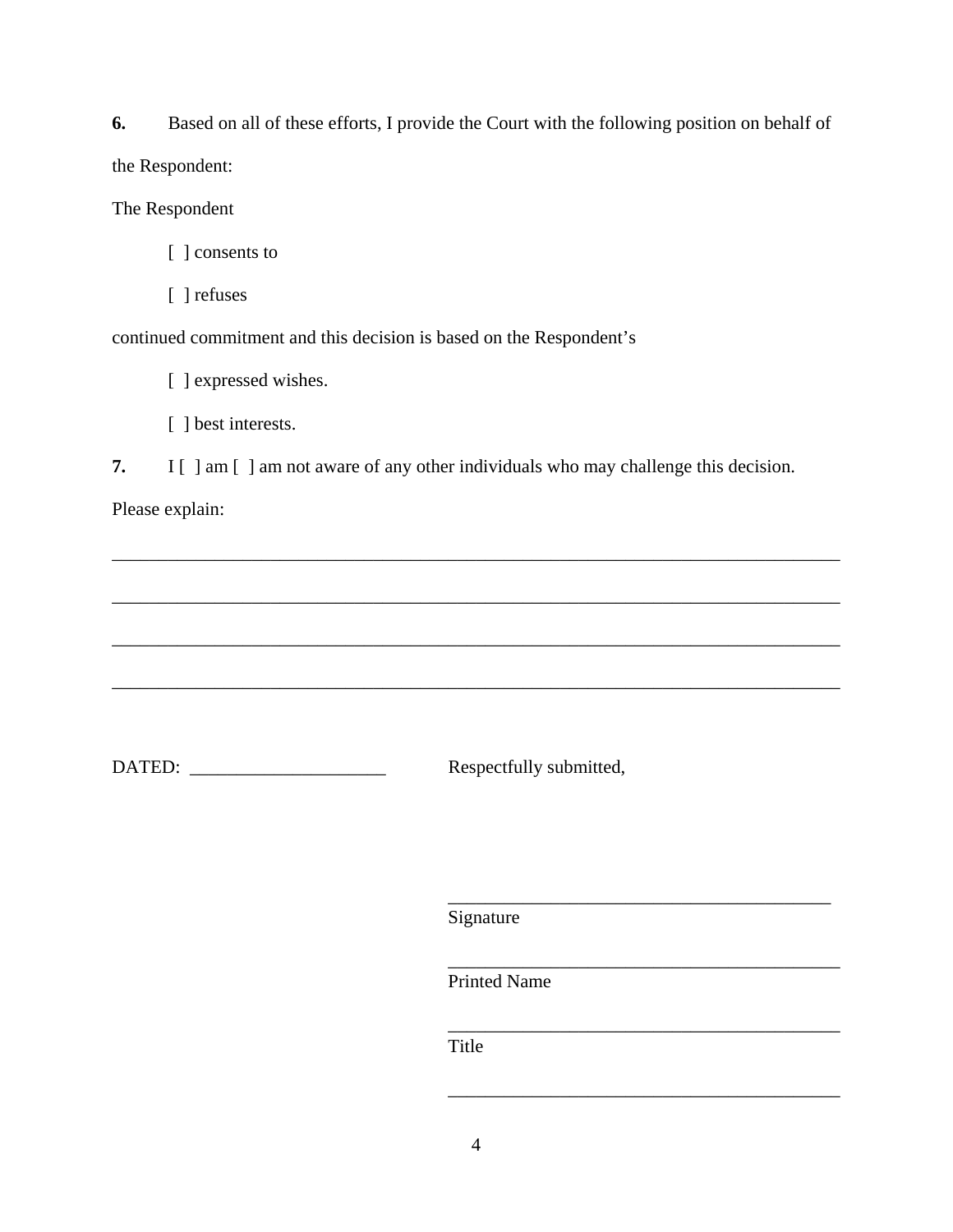**6.** Based on all of these efforts, I provide the Court with the following position on behalf of the Respondent:

The Respondent

[ ] consents to

[ ] refuses

continued commitment and this decision is based on the Respondent's

[ ] expressed wishes.

[ ] best interests.

**7.** I [ ] am [ ] am not aware of any other individuals who may challenge this decision.

Please explain:

______________________________________________________________________________

______________________________________________________________________________

______________________________________________________________________________

______________________________________________________________________________

DATED: _____________________ Respectfully submitted,

__________________________________________
Signature

__________________________________________
Printed Name

__________________________________________
Title

__________________________________________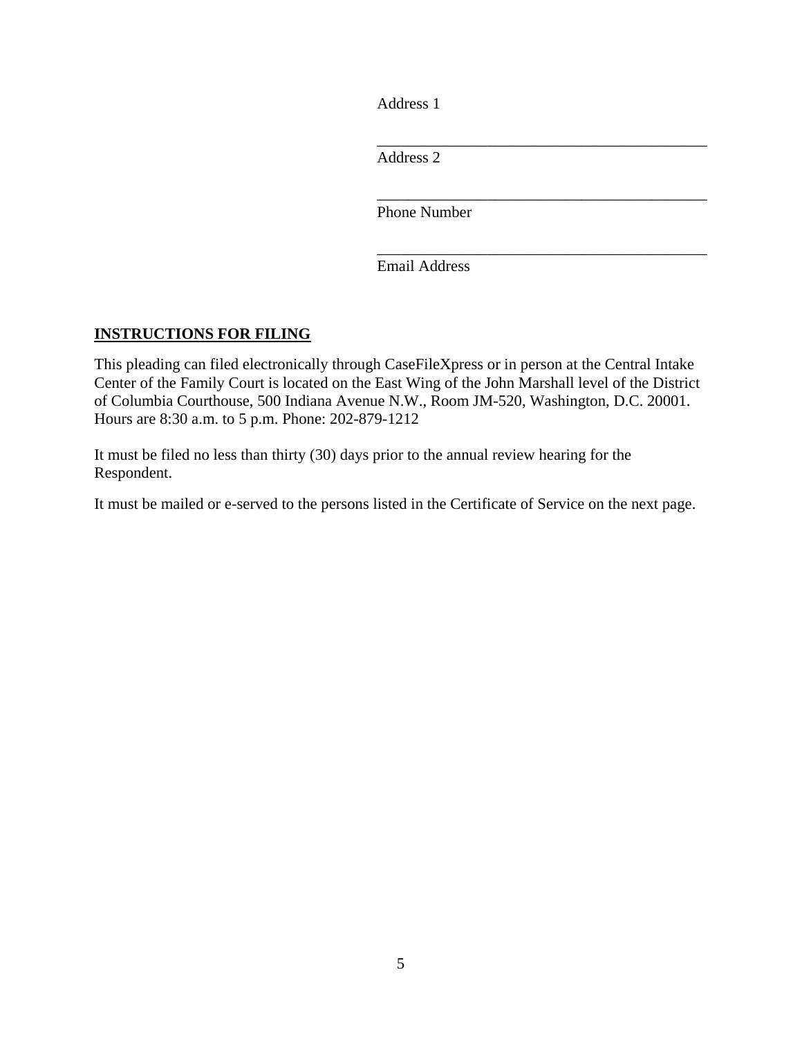Address 1

______________________________________________

Address 2

______________________________________________

Phone Number

______________________________________________

Email Address

**INSTRUCTIONS FOR FILING**

This pleading can filed electronically through CaseFileXpress or in person at the Central Intake Center of the Family Court is located on the East Wing of the John Marshall level of the District of Columbia Courthouse, 500 Indiana Avenue N.W., Room JM-520, Washington, D.C. 20001. Hours are 8:30 a.m. to 5 p.m. Phone: 202-879-1212

It must be filed no less than thirty (30) days prior to the annual review hearing for the Respondent.

It must be mailed or e-served to the persons listed in the Certificate of Service on the next page.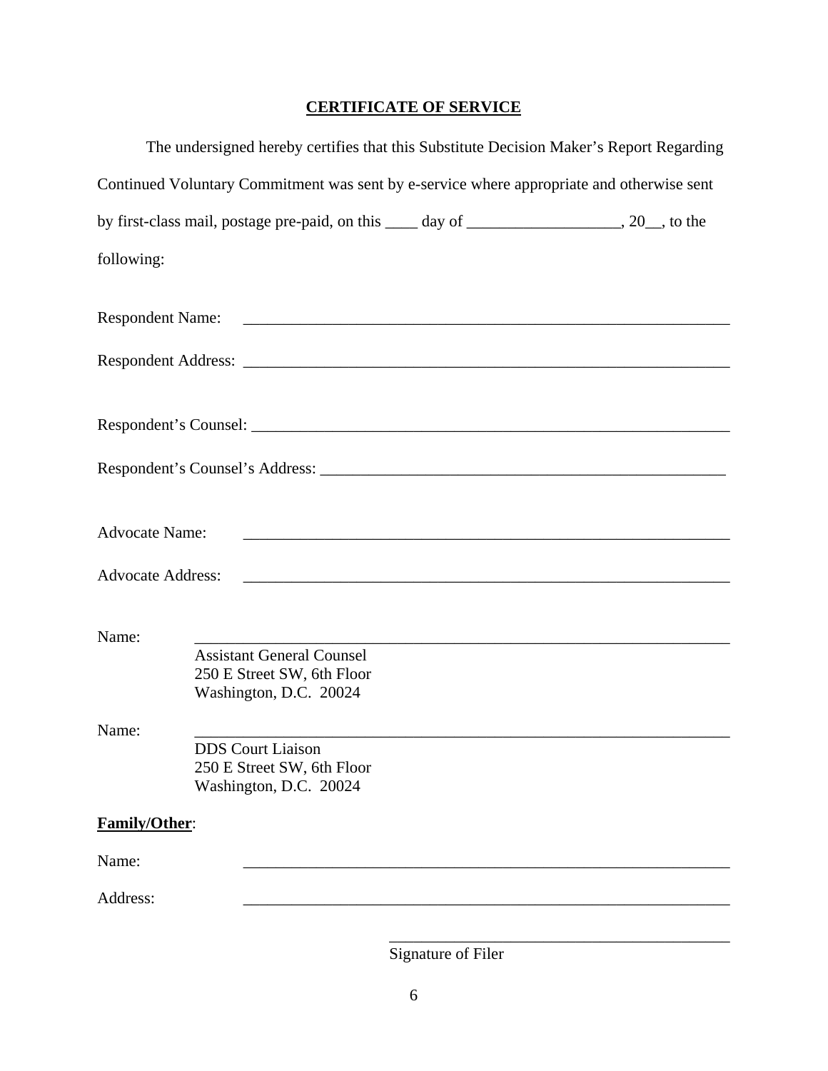**CERTIFICATE OF SERVICE**

The undersigned hereby certifies that this Substitute Decision Maker's Report Regarding Continued Voluntary Commitment was sent by e-service where appropriate and otherwise sent by first-class mail, postage pre-paid, on this ____ day of ___________________, 20__, to the following:

Respondent Name: _______________________________________________________________

Respondent Address: _______________________________________________________________

Respondent's Counsel: _______________________________________________________________

Respondent's Counsel's Address: _____________________________________________________

Advocate Name: _______________________________________________________________

Advocate Address: _______________________________________________________________

Name: _______________________________________________________________
Assistant General Counsel
250 E Street SW, 6th Floor
Washington, D.C. 20024

Name: _______________________________________________________________
DDS Court Liaison
250 E Street SW, 6th Floor
Washington, D.C. 20024

**Family/Other**:

Name: _______________________________________________________________

Address: _______________________________________________________________

_____________________________________________
Signature of Filer